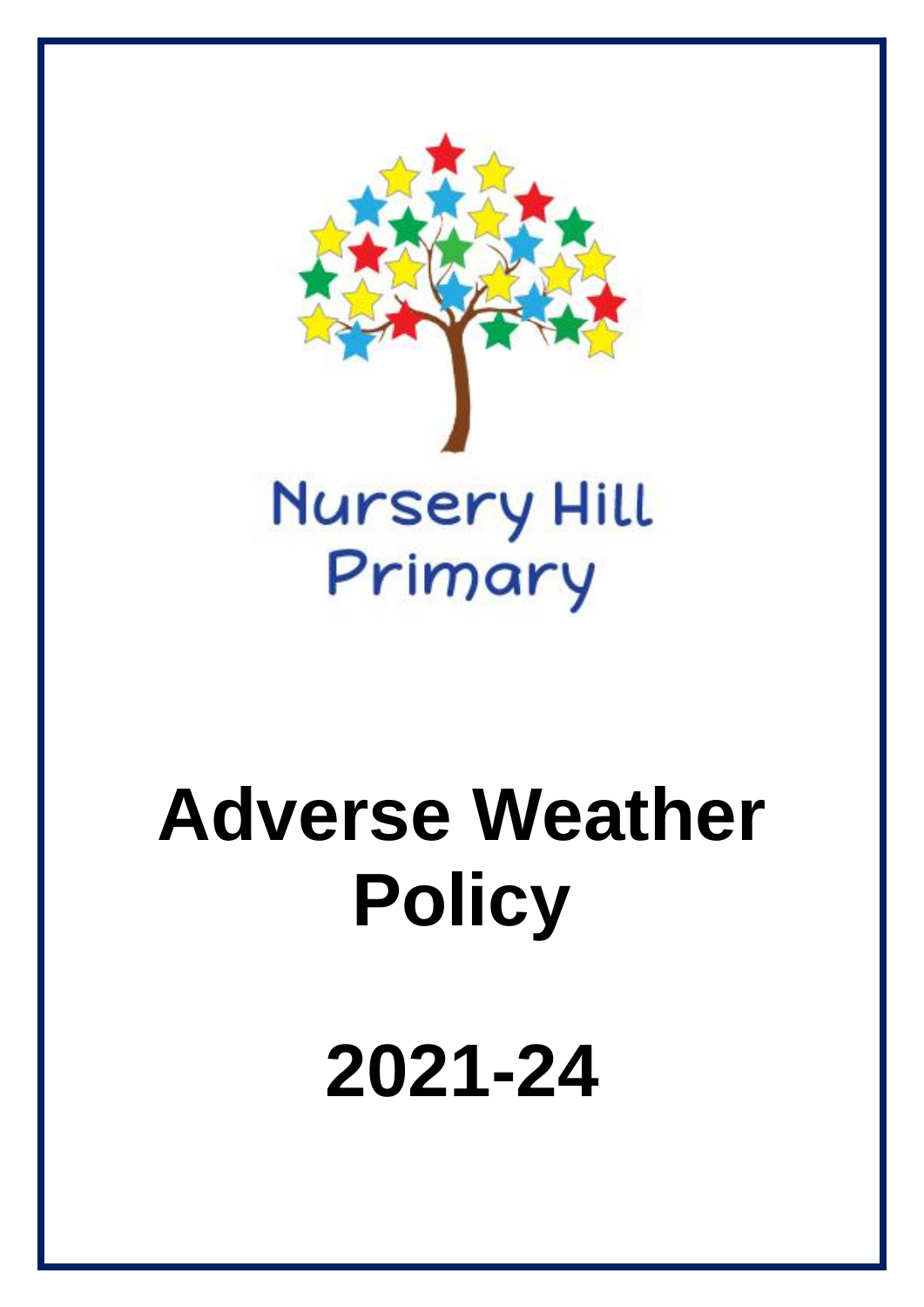Nursery Hill Primary

# Adverse Weather Policy

# 2021-24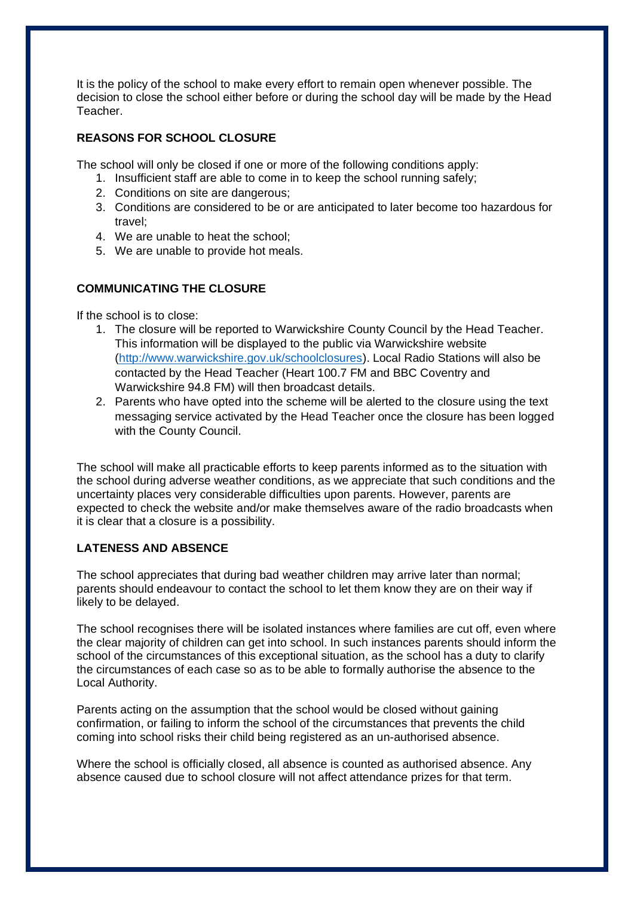It is the policy of the school to make every effort to remain open whenever possible. The decision to close the school either before or during the school day will be made by the Head Teacher.

**REASONS FOR SCHOOL CLOSURE**

The school will only be closed if one or more of the following conditions apply:

1. Insufficient staff are able to come in to keep the school running safely;
2. Conditions on site are dangerous;
3. Conditions are considered to be or are anticipated to later become too hazardous for travel;
4. We are unable to heat the school;
5. We are unable to provide hot meals.

**COMMUNICATING THE CLOSURE**

If the school is to close:

1. The closure will be reported to Warwickshire County Council by the Head Teacher. This information will be displayed to the public via Warwickshire website ([http://www.warwickshire.gov.uk/schoolclosures](http://www.warwickshire.gov.uk/schoolclosures)). Local Radio Stations will also be contacted by the Head Teacher (Heart 100.7 FM and BBC Coventry and Warwickshire 94.8 FM) will then broadcast details.
2. Parents who have opted into the scheme will be alerted to the closure using the text messaging service activated by the Head Teacher once the closure has been logged with the County Council.

The school will make all practicable efforts to keep parents informed as to the situation with the school during adverse weather conditions, as we appreciate that such conditions and the uncertainty places very considerable difficulties upon parents. However, parents are expected to check the website and/or make themselves aware of the radio broadcasts when it is clear that a closure is a possibility.

**LATENESS AND ABSENCE**

The school appreciates that during bad weather children may arrive later than normal; parents should endeavour to contact the school to let them know they are on their way if likely to be delayed.

The school recognises there will be isolated instances where families are cut off, even where the clear majority of children can get into school. In such instances parents should inform the school of the circumstances of this exceptional situation, as the school has a duty to clarify the circumstances of each case so as to be able to formally authorise the absence to the Local Authority.

Parents acting on the assumption that the school would be closed without gaining confirmation, or failing to inform the school of the circumstances that prevents the child coming into school risks their child being registered as an un-authorised absence.

Where the school is officially closed, all absence is counted as authorised absence. Any absence caused due to school closure will not affect attendance prizes for that term.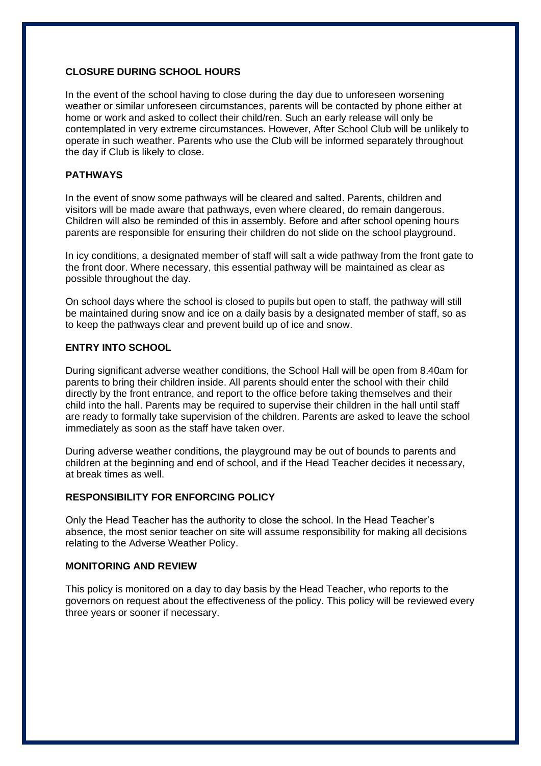## CLOSURE DURING SCHOOL HOURS

In the event of the school having to close during the day due to unforeseen worsening weather or similar unforeseen circumstances, parents will be contacted by phone either at home or work and asked to collect their child/ren. Such an early release will only be contemplated in very extreme circumstances. However, After School Club will be unlikely to operate in such weather. Parents who use the Club will be informed separately throughout the day if Club is likely to close.

## PATHWAYS

In the event of snow some pathways will be cleared and salted. Parents, children and visitors will be made aware that pathways, even where cleared, do remain dangerous. Children will also be reminded of this in assembly. Before and after school opening hours parents are responsible for ensuring their children do not slide on the school playground.

In icy conditions, a designated member of staff will salt a wide pathway from the front gate to the front door. Where necessary, this essential pathway will be maintained as clear as possible throughout the day.

On school days where the school is closed to pupils but open to staff, the pathway will still be maintained during snow and ice on a daily basis by a designated member of staff, so as to keep the pathways clear and prevent build up of ice and snow.

## ENTRY INTO SCHOOL

During significant adverse weather conditions, the School Hall will be open from 8.40am for parents to bring their children inside. All parents should enter the school with their child directly by the front entrance, and report to the office before taking themselves and their child into the hall. Parents may be required to supervise their children in the hall until staff are ready to formally take supervision of the children. Parents are asked to leave the school immediately as soon as the staff have taken over.

During adverse weather conditions, the playground may be out of bounds to parents and children at the beginning and end of school, and if the Head Teacher decides it necessary, at break times as well.

## RESPONSIBILITY FOR ENFORCING POLICY

Only the Head Teacher has the authority to close the school. In the Head Teacher's absence, the most senior teacher on site will assume responsibility for making all decisions relating to the Adverse Weather Policy.

## MONITORING AND REVIEW

This policy is monitored on a day to day basis by the Head Teacher, who reports to the governors on request about the effectiveness of the policy. This policy will be reviewed every three years or sooner if necessary.